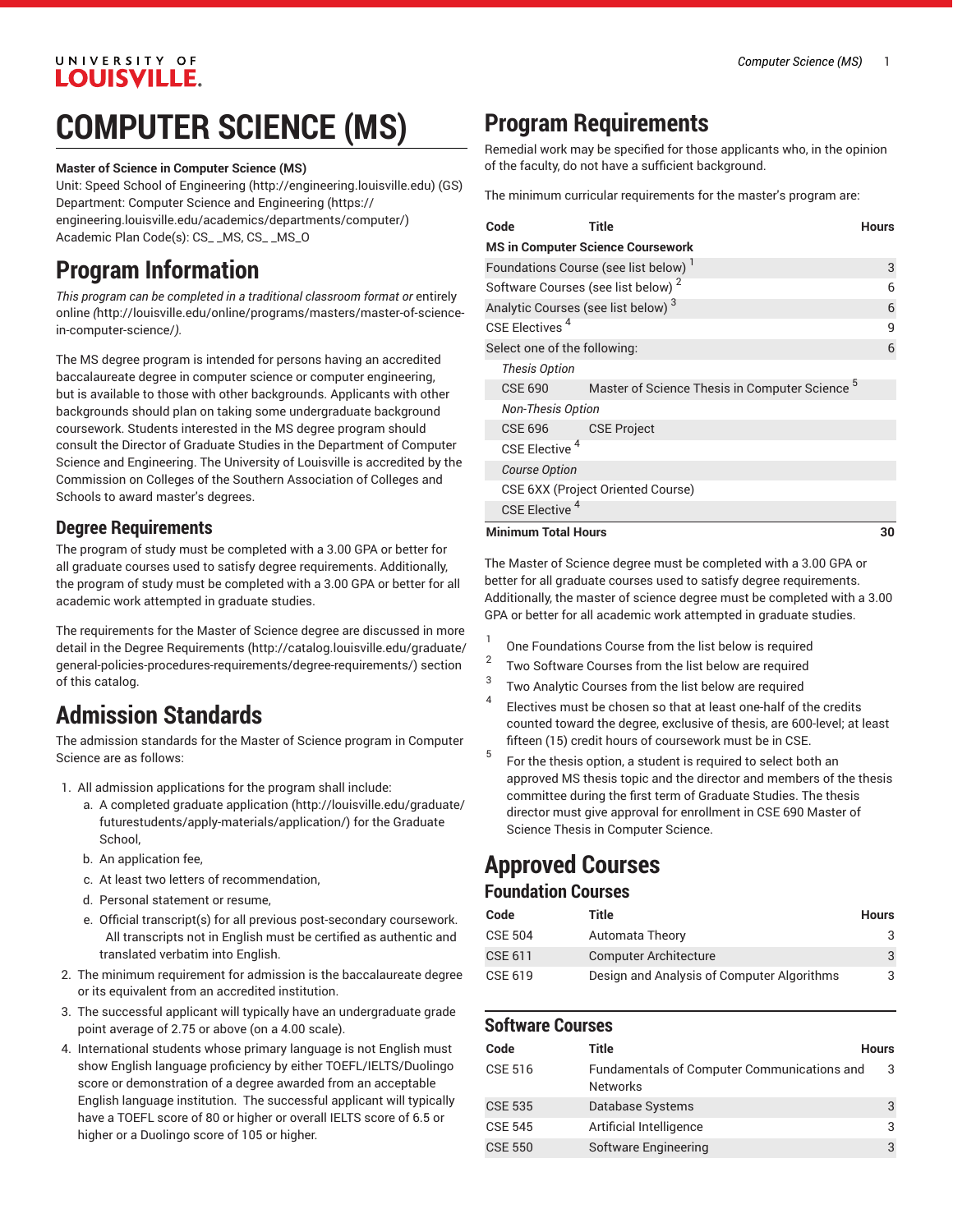# COMPUTER SCIENCE (MS)

**Master of Science in Computer Science (MS)**
Unit: Speed School of Engineering (http://engineering.louisville.edu) (GS)
Department: Computer Science and Engineering (https://engineering.louisville.edu/academics/departments/computer/)
Academic Plan Code(s): CS_ _MS, CS_ _MS_O

## Program Information

*This program can be completed in a traditional classroom format or* entirely online *(*http://louisville.edu/online/programs/masters/master-of-science-in-computer-science/*).*

The MS degree program is intended for persons having an accredited baccalaureate degree in computer science or computer engineering, but is available to those with other backgrounds. Applicants with other backgrounds should plan on taking some undergraduate background coursework. Students interested in the MS degree program should consult the Director of Graduate Studies in the Department of Computer Science and Engineering. The University of Louisville is accredited by the Commission on Colleges of the Southern Association of Colleges and Schools to award master's degrees.

### Degree Requirements

The program of study must be completed with a 3.00 GPA or better for all graduate courses used to satisfy degree requirements. Additionally, the program of study must be completed with a 3.00 GPA or better for all academic work attempted in graduate studies.

The requirements for the Master of Science degree are discussed in more detail in the Degree Requirements (http://catalog.louisville.edu/graduate/general-policies-procedures-requirements/degree-requirements/) section of this catalog.

## Admission Standards

The admission standards for the Master of Science program in Computer Science are as follows:

1. All admission applications for the program shall include:
   a. A completed graduate application (http://louisville.edu/graduate/futurestudents/apply-materials/application/) for the Graduate School,
   b. An application fee,
   c. At least two letters of recommendation,
   d. Personal statement or resume,
   e. Official transcript(s) for all previous post-secondary coursework. All transcripts not in English must be certified as authentic and translated verbatim into English.
2. The minimum requirement for admission is the baccalaureate degree or its equivalent from an accredited institution.
3. The successful applicant will typically have an undergraduate grade point average of 2.75 or above (on a 4.00 scale).
4. International students whose primary language is not English must show English language proficiency by either TOEFL/IELTS/Duolingo score or demonstration of a degree awarded from an acceptable English language institution. The successful applicant will typically have a TOEFL score of 80 or higher or overall IELTS score of 6.5 or higher or a Duolingo score of 105 or higher.

## Program Requirements

Remedial work may be specified for those applicants who, in the opinion of the faculty, do not have a sufficient background.

The minimum curricular requirements for the master's program are:

| Code | Title | Hours |
|---|---|---|
| **MS in Computer Science Coursework** | | |
| Foundations Course (see list below) [1] | | 3 |
| Software Courses (see list below) [2] | | 6 |
| Analytic Courses (see list below) [3] | | 6 |
| CSE Electives [4] | | 9 |
| Select one of the following: | | 6 |
| *Thesis Option* | | |
| CSE 690 | Master of Science Thesis in Computer Science [5] | |
| *Non-Thesis Option* | | |
| CSE 696 | CSE Project | |
| CSE Elective [4] | | |
| *Course Option* | | |
| CSE 6XX (Project Oriented Course) | | |
| CSE Elective [4] | | |
| **Minimum Total Hours** | | **30** |

The Master of Science degree must be completed with a 3.00 GPA or better for all graduate courses used to satisfy degree requirements. Additionally, the master of science degree must be completed with a 3.00 GPA or better for all academic work attempted in graduate studies.

1. One Foundations Course from the list below is required
2. Two Software Courses from the list below are required
3. Two Analytic Courses from the list below are required
4. Electives must be chosen so that at least one-half of the credits counted toward the degree, exclusive of thesis, are 600-level; at least fifteen (15) credit hours of coursework must be in CSE.
5. For the thesis option, a student is required to select both an approved MS thesis topic and the director and members of the thesis committee during the first term of Graduate Studies. The thesis director must give approval for enrollment in CSE 690 Master of Science Thesis in Computer Science.

## Approved Courses

### Foundation Courses

| Code | Title | Hours |
|---|---|---|
| CSE 504 | Automata Theory | 3 |
| CSE 611 | Computer Architecture | 3 |
| CSE 619 | Design and Analysis of Computer Algorithms | 3 |

### Software Courses

| Code | Title | Hours |
|---|---|---|
| CSE 516 | Fundamentals of Computer Communications and Networks | 3 |
| CSE 535 | Database Systems | 3 |
| CSE 545 | Artificial Intelligence | 3 |
| CSE 550 | Software Engineering | 3 |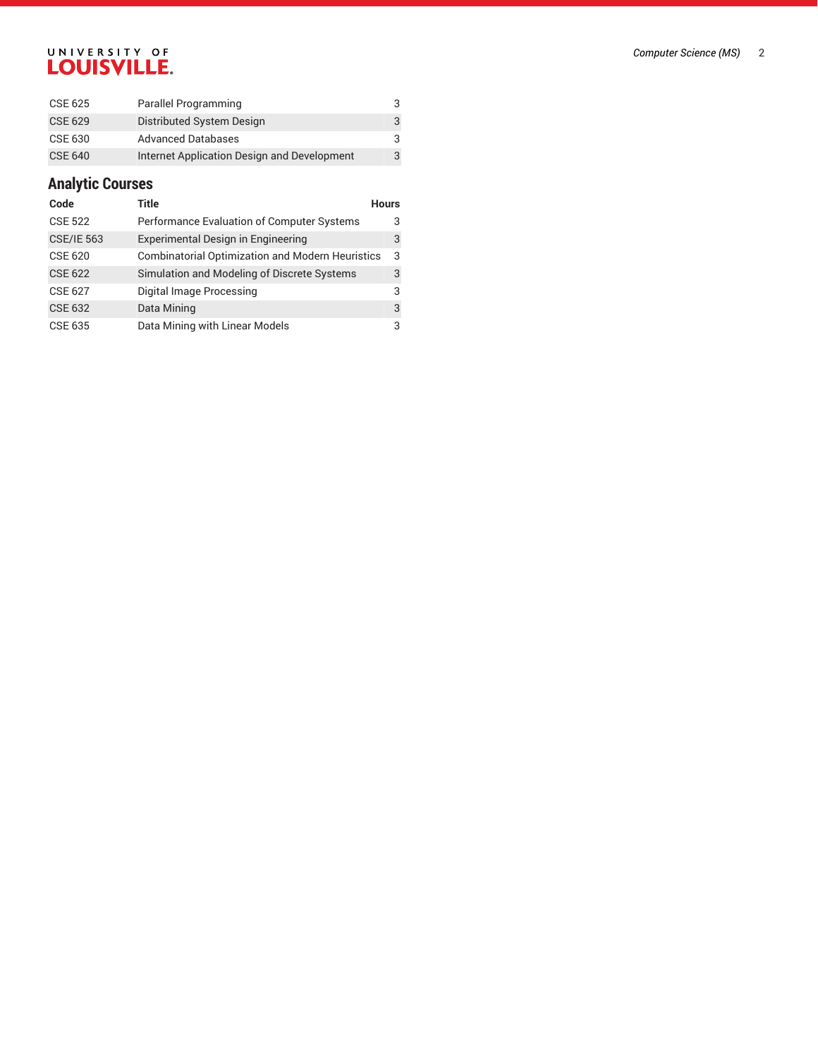| | | |
|---|---|---|
| CSE 625 | Parallel Programming | 3 |
| CSE 629 | Distributed System Design | 3 |
| CSE 630 | Advanced Databases | 3 |
| CSE 640 | Internet Application Design and Development | 3 |

## Analytic Courses

| Code | Title | Hours |
|---|---|---|
| CSE 522 | Performance Evaluation of Computer Systems | 3 |
| CSE/IE 563 | Experimental Design in Engineering | 3 |
| CSE 620 | Combinatorial Optimization and Modern Heuristics | 3 |
| CSE 622 | Simulation and Modeling of Discrete Systems | 3 |
| CSE 627 | Digital Image Processing | 3 |
| CSE 632 | Data Mining | 3 |
| CSE 635 | Data Mining with Linear Models | 3 |